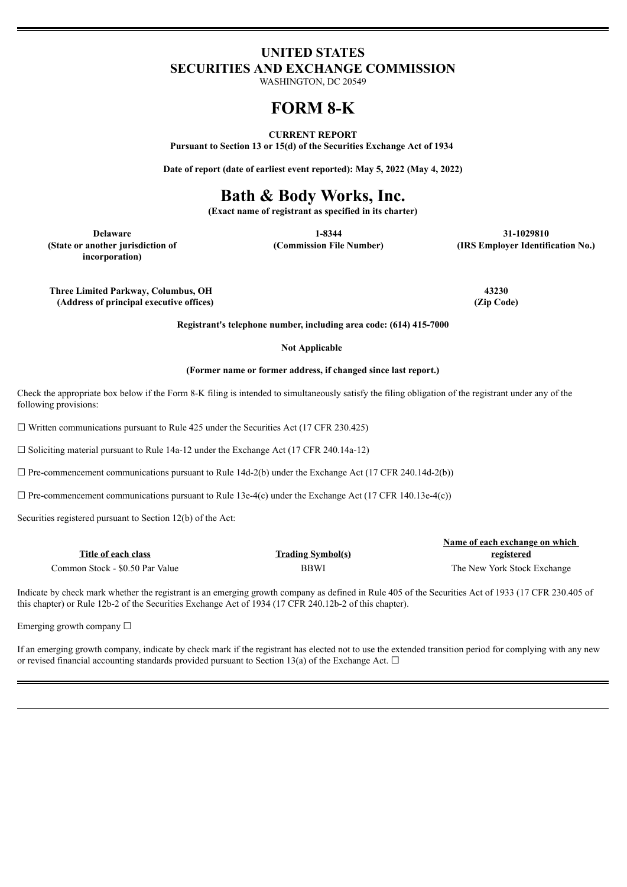# UNITED STATES
# SECURITIES AND EXCHANGE COMMISSION

WASHINGTON, DC 20549

# FORM 8-K

**CURRENT REPORT**
**Pursuant to Section 13 or 15(d) of the Securities Exchange Act of 1934**

**Date of report (date of earliest event reported): May 5, 2022 (May 4, 2022)**

# Bath & Body Works, Inc.

**(Exact name of registrant as specified in its charter)**

| Delaware | 1-8344 | 31-1029810 |
|---|---|---|
| (State or another jurisdiction of incorporation) | (Commission File Number) | (IRS Employer Identification No.) |

| Three Limited Parkway, Columbus, OH | 43230 |
|---|---|
| (Address of principal executive offices) | (Zip Code) |

**Registrant's telephone number, including area code: (614) 415-7000**

**Not Applicable**

**(Former name or former address, if changed since last report.)**

Check the appropriate box below if the Form 8-K filing is intended to simultaneously satisfy the filing obligation of the registrant under any of the following provisions:

☐ Written communications pursuant to Rule 425 under the Securities Act (17 CFR 230.425)

☐ Soliciting material pursuant to Rule 14a-12 under the Exchange Act (17 CFR 240.14a-12)

☐ Pre-commencement communications pursuant to Rule 14d-2(b) under the Exchange Act (17 CFR 240.14d-2(b))

☐ Pre-commencement communications pursuant to Rule 13e-4(c) under the Exchange Act (17 CFR 140.13e-4(c))

Securities registered pursuant to Section 12(b) of the Act:

| Title of each class | Trading Symbol(s) | Name of each exchange on which registered |
|---|---|---|
| Common Stock - $0.50 Par Value | BBWI | The New York Stock Exchange |

Indicate by check mark whether the registrant is an emerging growth company as defined in Rule 405 of the Securities Act of 1933 (17 CFR 230.405 of this chapter) or Rule 12b-2 of the Securities Exchange Act of 1934 (17 CFR 240.12b-2 of this chapter).

Emerging growth company ☐

If an emerging growth company, indicate by check mark if the registrant has elected not to use the extended transition period for complying with any new or revised financial accounting standards provided pursuant to Section 13(a) of the Exchange Act. ☐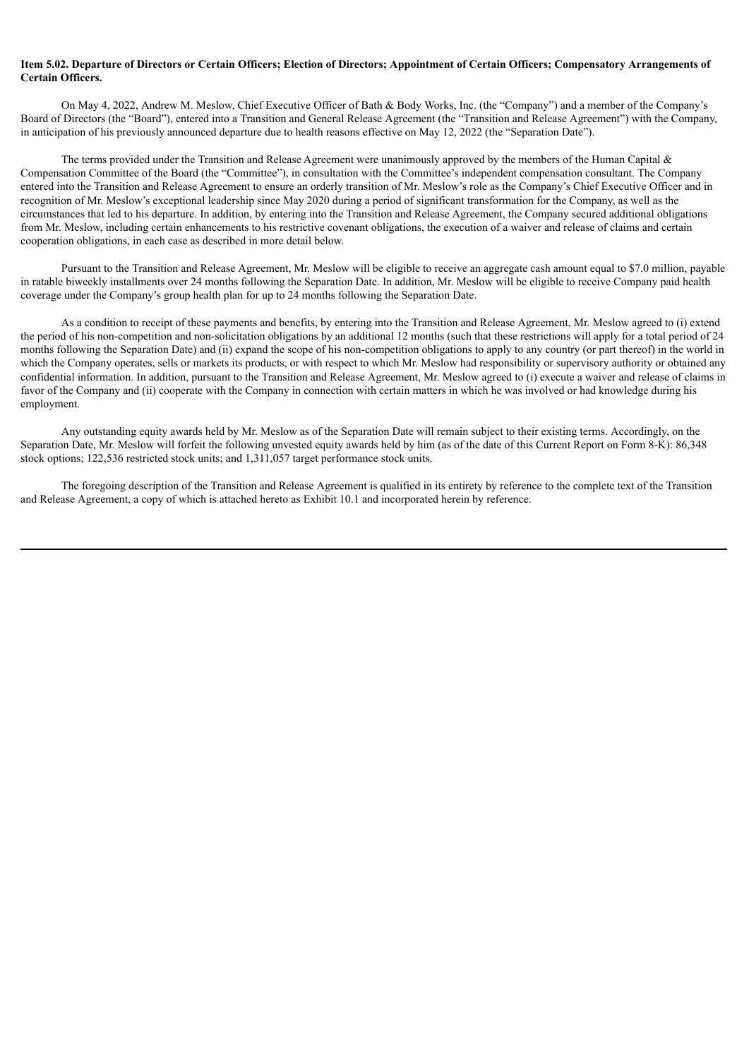**Item 5.02. Departure of Directors or Certain Officers; Election of Directors; Appointment of Certain Officers; Compensatory Arrangements of Certain Officers.**

On May 4, 2022, Andrew M. Meslow, Chief Executive Officer of Bath & Body Works, Inc. (the "Company") and a member of the Company's Board of Directors (the "Board"), entered into a Transition and General Release Agreement (the "Transition and Release Agreement") with the Company, in anticipation of his previously announced departure due to health reasons effective on May 12, 2022 (the "Separation Date").

The terms provided under the Transition and Release Agreement were unanimously approved by the members of the Human Capital & Compensation Committee of the Board (the "Committee"), in consultation with the Committee's independent compensation consultant. The Company entered into the Transition and Release Agreement to ensure an orderly transition of Mr. Meslow's role as the Company's Chief Executive Officer and in recognition of Mr. Meslow's exceptional leadership since May 2020 during a period of significant transformation for the Company, as well as the circumstances that led to his departure. In addition, by entering into the Transition and Release Agreement, the Company secured additional obligations from Mr. Meslow, including certain enhancements to his restrictive covenant obligations, the execution of a waiver and release of claims and certain cooperation obligations, in each case as described in more detail below.

Pursuant to the Transition and Release Agreement, Mr. Meslow will be eligible to receive an aggregate cash amount equal to $7.0 million, payable in ratable biweekly installments over 24 months following the Separation Date. In addition, Mr. Meslow will be eligible to receive Company paid health coverage under the Company's group health plan for up to 24 months following the Separation Date.

As a condition to receipt of these payments and benefits, by entering into the Transition and Release Agreement, Mr. Meslow agreed to (i) extend the period of his non-competition and non-solicitation obligations by an additional 12 months (such that these restrictions will apply for a total period of 24 months following the Separation Date) and (ii) expand the scope of his non-competition obligations to apply to any country (or part thereof) in the world in which the Company operates, sells or markets its products, or with respect to which Mr. Meslow had responsibility or supervisory authority or obtained any confidential information. In addition, pursuant to the Transition and Release Agreement, Mr. Meslow agreed to (i) execute a waiver and release of claims in favor of the Company and (ii) cooperate with the Company in connection with certain matters in which he was involved or had knowledge during his employment.

Any outstanding equity awards held by Mr. Meslow as of the Separation Date will remain subject to their existing terms. Accordingly, on the Separation Date, Mr. Meslow will forfeit the following unvested equity awards held by him (as of the date of this Current Report on Form 8-K): 86,348 stock options; 122,536 restricted stock units; and 1,311,057 target performance stock units.

The foregoing description of the Transition and Release Agreement is qualified in its entirety by reference to the complete text of the Transition and Release Agreement, a copy of which is attached hereto as Exhibit 10.1 and incorporated herein by reference.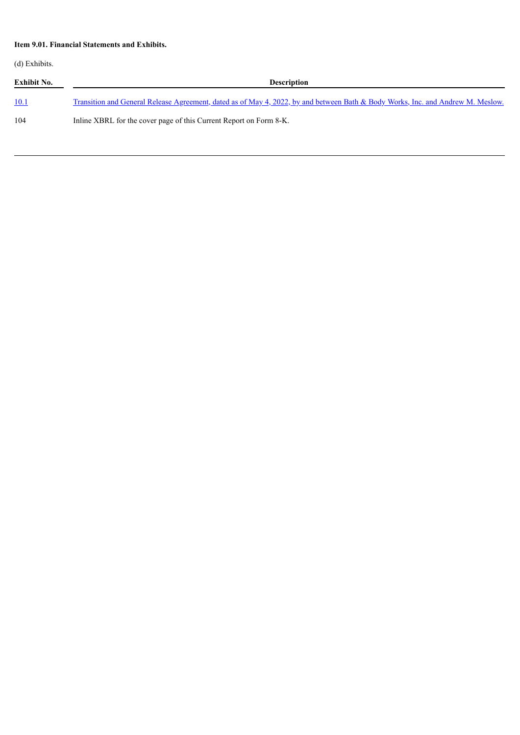**Item 9.01. Financial Statements and Exhibits.**

(d) Exhibits.

| Exhibit No. | Description |
| --- | --- |
| 10.1 | Transition and General Release Agreement, dated as of May 4, 2022, by and between Bath & Body Works, Inc. and Andrew M. Meslow. |
| 104 | Inline XBRL for the cover page of this Current Report on Form 8-K. |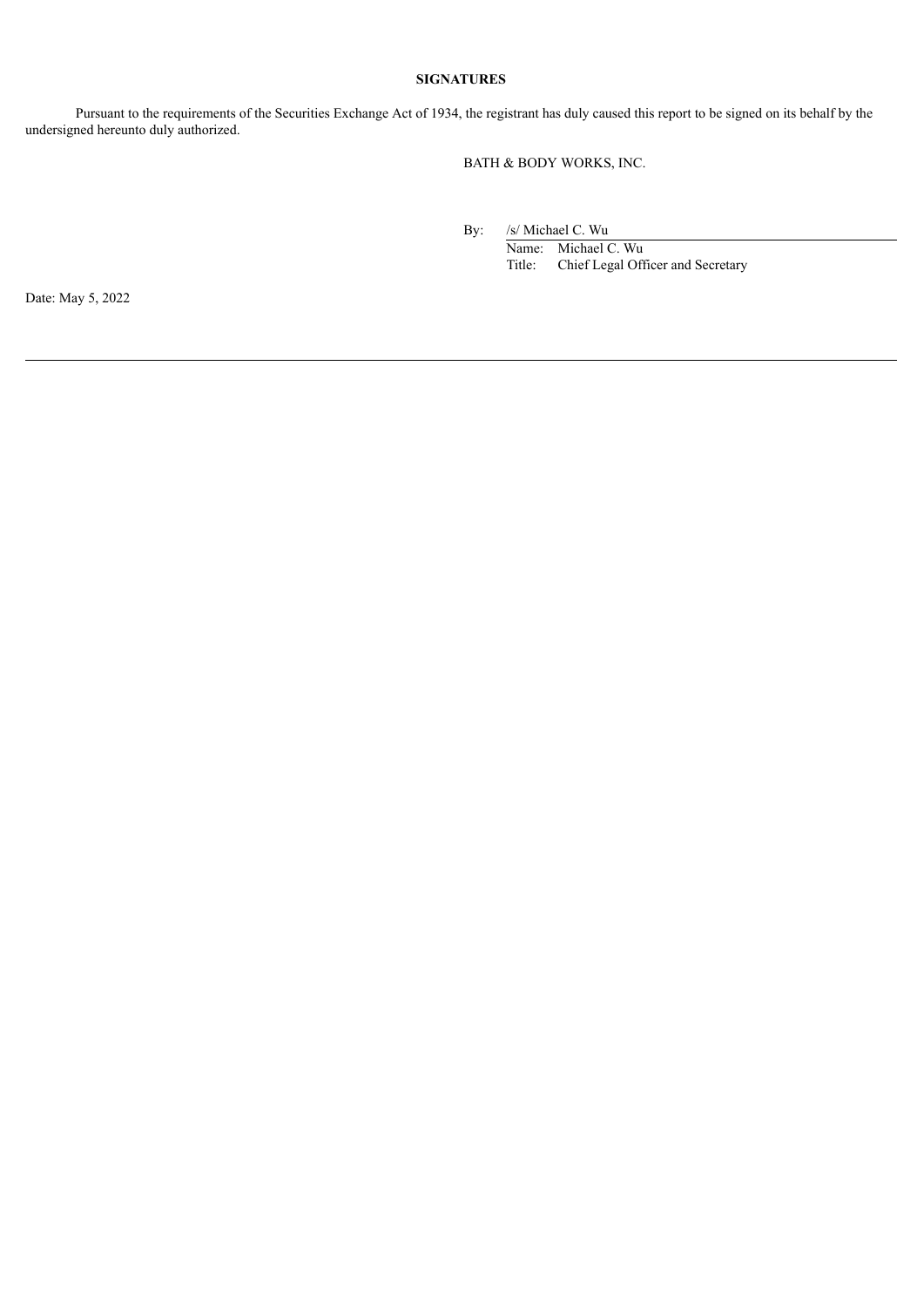**SIGNATURES**

Pursuant to the requirements of the Securities Exchange Act of 1934, the registrant has duly caused this report to be signed on its behalf by the undersigned hereunto duly authorized.

BATH & BODY WORKS, INC.

By: /s/ Michael C. Wu

Name: Michael C. Wu

Title: Chief Legal Officer and Secretary

Date: May 5, 2022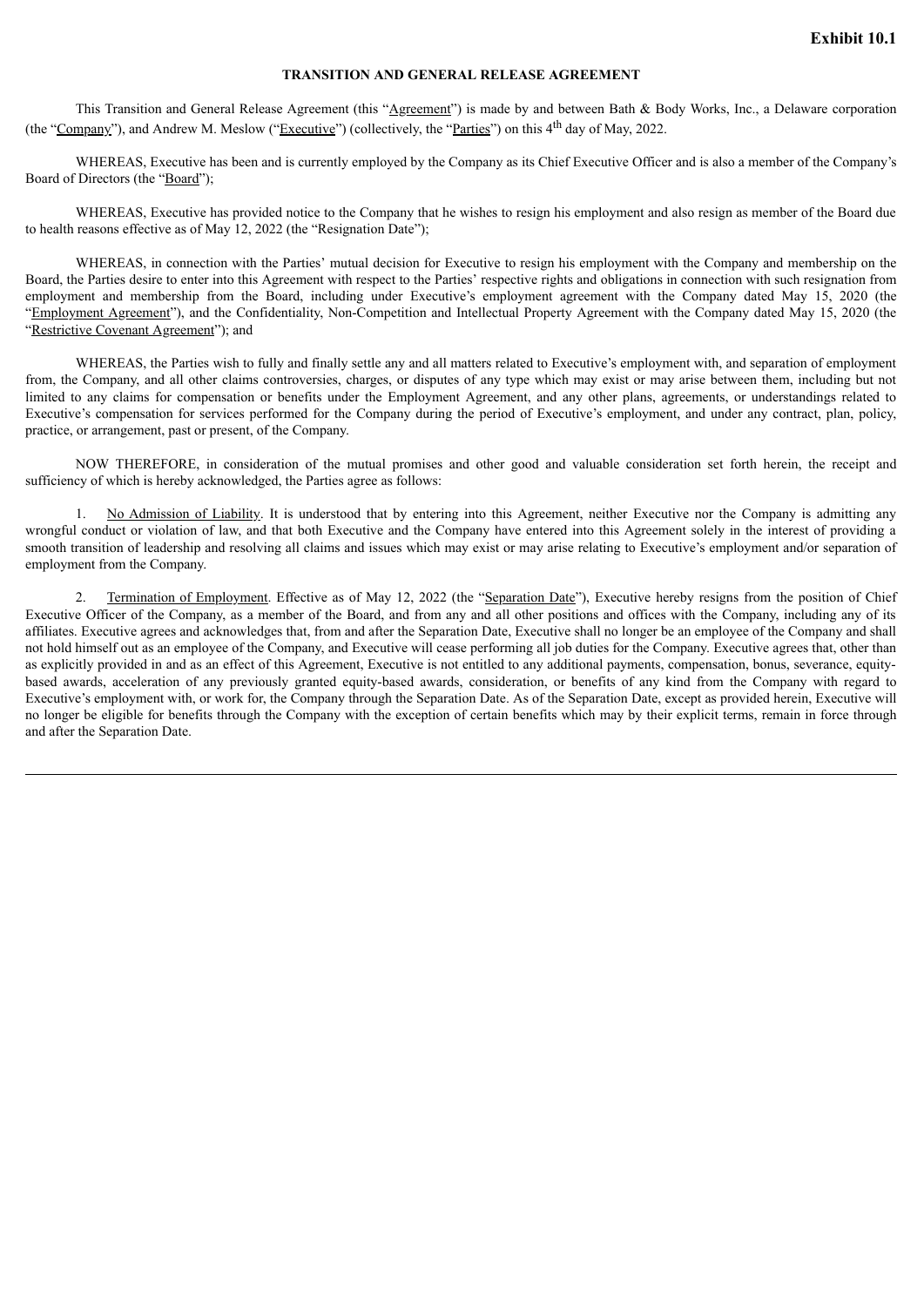**Exhibit 10.1**

**TRANSITION AND GENERAL RELEASE AGREEMENT**

This Transition and General Release Agreement (this "Agreement") is made by and between Bath & Body Works, Inc., a Delaware corporation (the "Company"), and Andrew M. Meslow ("Executive") (collectively, the "Parties") on this 4th day of May, 2022.

WHEREAS, Executive has been and is currently employed by the Company as its Chief Executive Officer and is also a member of the Company's Board of Directors (the "Board");

WHEREAS, Executive has provided notice to the Company that he wishes to resign his employment and also resign as member of the Board due to health reasons effective as of May 12, 2022 (the "Resignation Date");

WHEREAS, in connection with the Parties' mutual decision for Executive to resign his employment with the Company and membership on the Board, the Parties desire to enter into this Agreement with respect to the Parties' respective rights and obligations in connection with such resignation from employment and membership from the Board, including under Executive's employment agreement with the Company dated May 15, 2020 (the "Employment Agreement"), and the Confidentiality, Non-Competition and Intellectual Property Agreement with the Company dated May 15, 2020 (the "Restrictive Covenant Agreement"); and

WHEREAS, the Parties wish to fully and finally settle any and all matters related to Executive's employment with, and separation of employment from, the Company, and all other claims controversies, charges, or disputes of any type which may exist or may arise between them, including but not limited to any claims for compensation or benefits under the Employment Agreement, and any other plans, agreements, or understandings related to Executive's compensation for services performed for the Company during the period of Executive's employment, and under any contract, plan, policy, practice, or arrangement, past or present, of the Company.

NOW THEREFORE, in consideration of the mutual promises and other good and valuable consideration set forth herein, the receipt and sufficiency of which is hereby acknowledged, the Parties agree as follows:

1. No Admission of Liability. It is understood that by entering into this Agreement, neither Executive nor the Company is admitting any wrongful conduct or violation of law, and that both Executive and the Company have entered into this Agreement solely in the interest of providing a smooth transition of leadership and resolving all claims and issues which may exist or may arise relating to Executive's employment and/or separation of employment from the Company.

2. Termination of Employment. Effective as of May 12, 2022 (the "Separation Date"), Executive hereby resigns from the position of Chief Executive Officer of the Company, as a member of the Board, and from any and all other positions and offices with the Company, including any of its affiliates. Executive agrees and acknowledges that, from and after the Separation Date, Executive shall no longer be an employee of the Company and shall not hold himself out as an employee of the Company, and Executive will cease performing all job duties for the Company. Executive agrees that, other than as explicitly provided in and as an effect of this Agreement, Executive is not entitled to any additional payments, compensation, bonus, severance, equity-based awards, acceleration of any previously granted equity-based awards, consideration, or benefits of any kind from the Company with regard to Executive's employment with, or work for, the Company through the Separation Date. As of the Separation Date, except as provided herein, Executive will no longer be eligible for benefits through the Company with the exception of certain benefits which may by their explicit terms, remain in force through and after the Separation Date.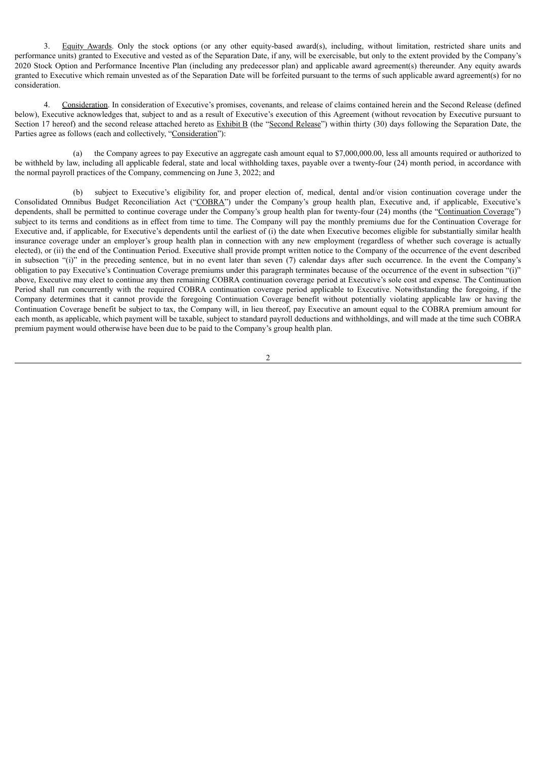3. Equity Awards. Only the stock options (or any other equity-based award(s), including, without limitation, restricted share units and performance units) granted to Executive and vested as of the Separation Date, if any, will be exercisable, but only to the extent provided by the Company's 2020 Stock Option and Performance Incentive Plan (including any predecessor plan) and applicable award agreement(s) thereunder. Any equity awards granted to Executive which remain unvested as of the Separation Date will be forfeited pursuant to the terms of such applicable award agreement(s) for no consideration.

4. Consideration. In consideration of Executive's promises, covenants, and release of claims contained herein and the Second Release (defined below), Executive acknowledges that, subject to and as a result of Executive's execution of this Agreement (without revocation by Executive pursuant to Section 17 hereof) and the second release attached hereto as Exhibit B (the "Second Release") within thirty (30) days following the Separation Date, the Parties agree as follows (each and collectively, "Consideration"):

(a) the Company agrees to pay Executive an aggregate cash amount equal to $7,000,000.00, less all amounts required or authorized to be withheld by law, including all applicable federal, state and local withholding taxes, payable over a twenty-four (24) month period, in accordance with the normal payroll practices of the Company, commencing on June 3, 2022; and

(b) subject to Executive's eligibility for, and proper election of, medical, dental and/or vision continuation coverage under the Consolidated Omnibus Budget Reconciliation Act ("COBRA") under the Company's group health plan, Executive and, if applicable, Executive's dependents, shall be permitted to continue coverage under the Company's group health plan for twenty-four (24) months (the "Continuation Coverage") subject to its terms and conditions as in effect from time to time. The Company will pay the monthly premiums due for the Continuation Coverage for Executive and, if applicable, for Executive's dependents until the earliest of (i) the date when Executive becomes eligible for substantially similar health insurance coverage under an employer's group health plan in connection with any new employment (regardless of whether such coverage is actually elected), or (ii) the end of the Continuation Period. Executive shall provide prompt written notice to the Company of the occurrence of the event described in subsection "(i)" in the preceding sentence, but in no event later than seven (7) calendar days after such occurrence. In the event the Company's obligation to pay Executive's Continuation Coverage premiums under this paragraph terminates because of the occurrence of the event in subsection "(i)" above, Executive may elect to continue any then remaining COBRA continuation coverage period at Executive's sole cost and expense. The Continuation Period shall run concurrently with the required COBRA continuation coverage period applicable to Executive. Notwithstanding the foregoing, if the Company determines that it cannot provide the foregoing Continuation Coverage benefit without potentially violating applicable law or having the Continuation Coverage benefit be subject to tax, the Company will, in lieu thereof, pay Executive an amount equal to the COBRA premium amount for each month, as applicable, which payment will be taxable, subject to standard payroll deductions and withholdings, and will made at the time such COBRA premium payment would otherwise have been due to be paid to the Company's group health plan.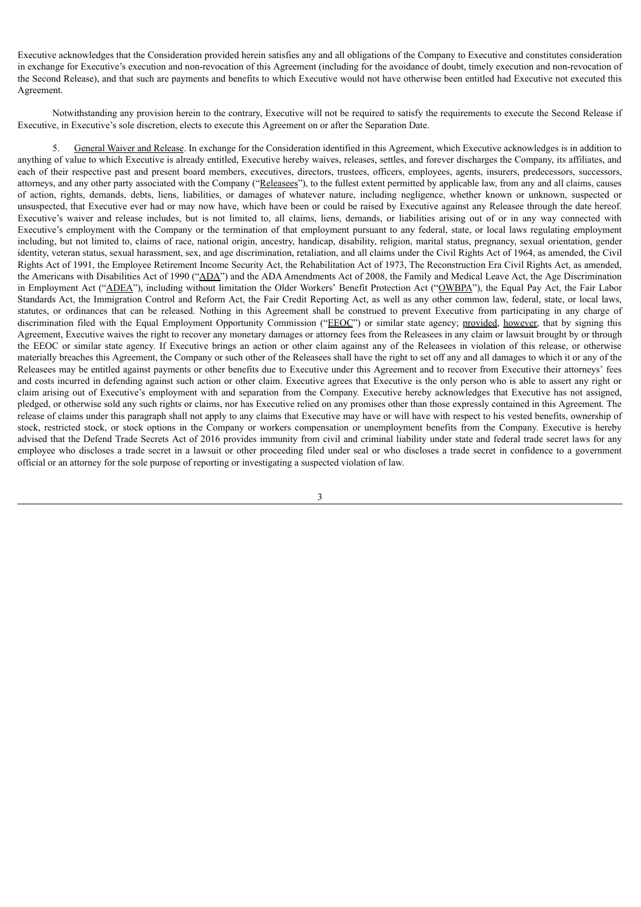Executive acknowledges that the Consideration provided herein satisfies any and all obligations of the Company to Executive and constitutes consideration in exchange for Executive's execution and non-revocation of this Agreement (including for the avoidance of doubt, timely execution and non-revocation of the Second Release), and that such are payments and benefits to which Executive would not have otherwise been entitled had Executive not executed this Agreement.

Notwithstanding any provision herein to the contrary, Executive will not be required to satisfy the requirements to execute the Second Release if Executive, in Executive's sole discretion, elects to execute this Agreement on or after the Separation Date.

5. General Waiver and Release. In exchange for the Consideration identified in this Agreement, which Executive acknowledges is in addition to anything of value to which Executive is already entitled, Executive hereby waives, releases, settles, and forever discharges the Company, its affiliates, and each of their respective past and present board members, executives, directors, trustees, officers, employees, agents, insurers, predecessors, successors, attorneys, and any other party associated with the Company ("Releasees"), to the fullest extent permitted by applicable law, from any and all claims, causes of action, rights, demands, debts, liens, liabilities, or damages of whatever nature, including negligence, whether known or unknown, suspected or unsuspected, that Executive ever had or may now have, which have been or could be raised by Executive against any Releasee through the date hereof. Executive's waiver and release includes, but is not limited to, all claims, liens, demands, or liabilities arising out of or in any way connected with Executive's employment with the Company or the termination of that employment pursuant to any federal, state, or local laws regulating employment including, but not limited to, claims of race, national origin, ancestry, handicap, disability, religion, marital status, pregnancy, sexual orientation, gender identity, veteran status, sexual harassment, sex, and age discrimination, retaliation, and all claims under the Civil Rights Act of 1964, as amended, the Civil Rights Act of 1991, the Employee Retirement Income Security Act, the Rehabilitation Act of 1973, The Reconstruction Era Civil Rights Act, as amended, the Americans with Disabilities Act of 1990 ("ADA") and the ADA Amendments Act of 2008, the Family and Medical Leave Act, the Age Discrimination in Employment Act ("ADEA"), including without limitation the Older Workers' Benefit Protection Act ("OWBPA"), the Equal Pay Act, the Fair Labor Standards Act, the Immigration Control and Reform Act, the Fair Credit Reporting Act, as well as any other common law, federal, state, or local laws, statutes, or ordinances that can be released. Nothing in this Agreement shall be construed to prevent Executive from participating in any charge of discrimination filed with the Equal Employment Opportunity Commission ("EEOC") or similar state agency; provided, however, that by signing this Agreement, Executive waives the right to recover any monetary damages or attorney fees from the Releasees in any claim or lawsuit brought by or through the EEOC or similar state agency. If Executive brings an action or other claim against any of the Releasees in violation of this release, or otherwise materially breaches this Agreement, the Company or such other of the Releasees shall have the right to set off any and all damages to which it or any of the Releasees may be entitled against payments or other benefits due to Executive under this Agreement and to recover from Executive their attorneys' fees and costs incurred in defending against such action or other claim. Executive agrees that Executive is the only person who is able to assert any right or claim arising out of Executive's employment with and separation from the Company. Executive hereby acknowledges that Executive has not assigned, pledged, or otherwise sold any such rights or claims, nor has Executive relied on any promises other than those expressly contained in this Agreement. The release of claims under this paragraph shall not apply to any claims that Executive may have or will have with respect to his vested benefits, ownership of stock, restricted stock, or stock options in the Company or workers compensation or unemployment benefits from the Company. Executive is hereby advised that the Defend Trade Secrets Act of 2016 provides immunity from civil and criminal liability under state and federal trade secret laws for any employee who discloses a trade secret in a lawsuit or other proceeding filed under seal or who discloses a trade secret in confidence to a government official or an attorney for the sole purpose of reporting or investigating a suspected violation of law.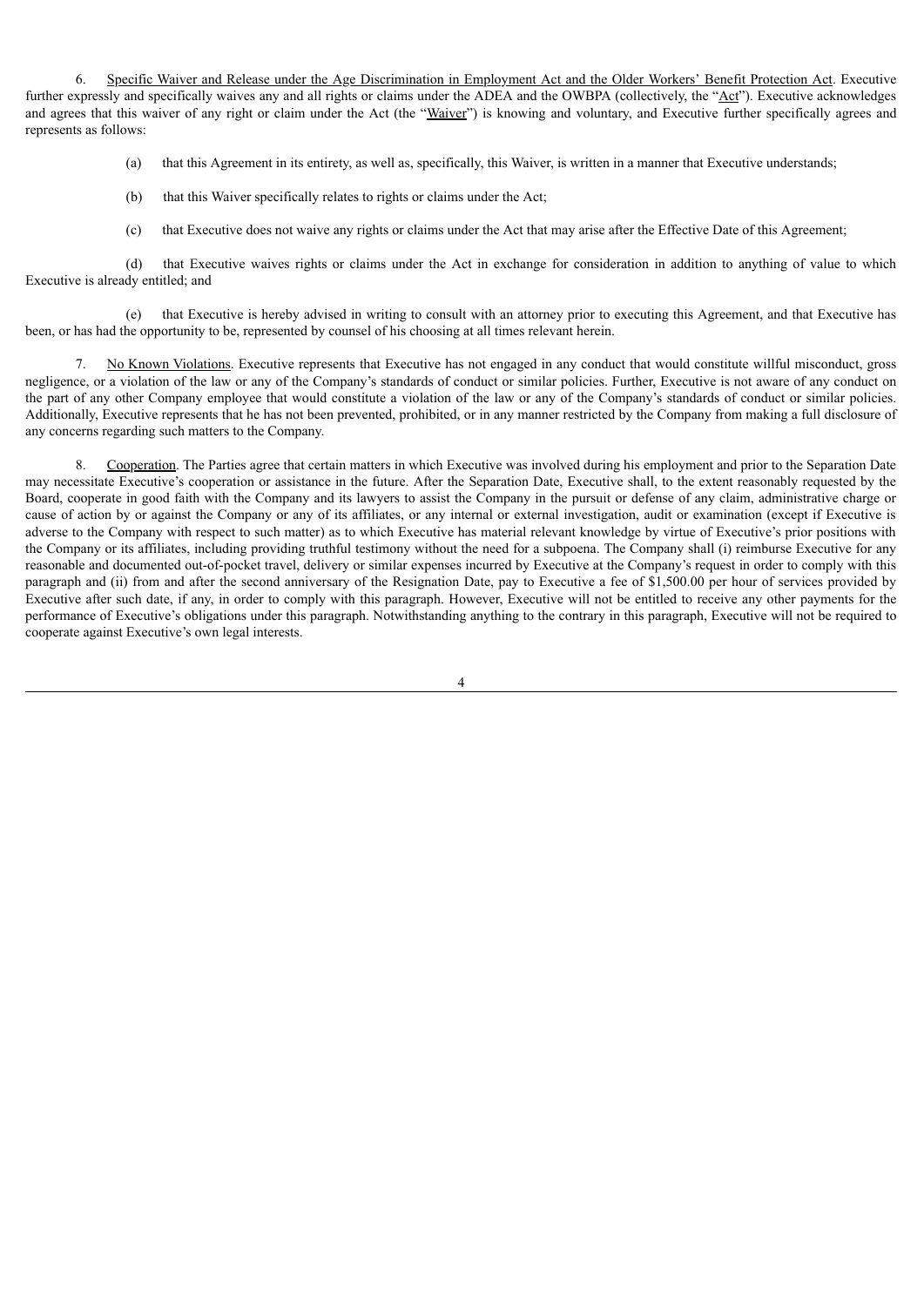6. Specific Waiver and Release under the Age Discrimination in Employment Act and the Older Workers' Benefit Protection Act. Executive further expressly and specifically waives any and all rights or claims under the ADEA and the OWBPA (collectively, the "Act"). Executive acknowledges and agrees that this waiver of any right or claim under the Act (the "Waiver") is knowing and voluntary, and Executive further specifically agrees and represents as follows:

(a) that this Agreement in its entirety, as well as, specifically, this Waiver, is written in a manner that Executive understands;

(b) that this Waiver specifically relates to rights or claims under the Act;

(c) that Executive does not waive any rights or claims under the Act that may arise after the Effective Date of this Agreement;

(d) that Executive waives rights or claims under the Act in exchange for consideration in addition to anything of value to which Executive is already entitled; and

(e) that Executive is hereby advised in writing to consult with an attorney prior to executing this Agreement, and that Executive has been, or has had the opportunity to be, represented by counsel of his choosing at all times relevant herein.

7. No Known Violations. Executive represents that Executive has not engaged in any conduct that would constitute willful misconduct, gross negligence, or a violation of the law or any of the Company's standards of conduct or similar policies. Further, Executive is not aware of any conduct on the part of any other Company employee that would constitute a violation of the law or any of the Company's standards of conduct or similar policies. Additionally, Executive represents that he has not been prevented, prohibited, or in any manner restricted by the Company from making a full disclosure of any concerns regarding such matters to the Company.

8. Cooperation. The Parties agree that certain matters in which Executive was involved during his employment and prior to the Separation Date may necessitate Executive's cooperation or assistance in the future. After the Separation Date, Executive shall, to the extent reasonably requested by the Board, cooperate in good faith with the Company and its lawyers to assist the Company in the pursuit or defense of any claim, administrative charge or cause of action by or against the Company or any of its affiliates, or any internal or external investigation, audit or examination (except if Executive is adverse to the Company with respect to such matter) as to which Executive has material relevant knowledge by virtue of Executive's prior positions with the Company or its affiliates, including providing truthful testimony without the need for a subpoena. The Company shall (i) reimburse Executive for any reasonable and documented out-of-pocket travel, delivery or similar expenses incurred by Executive at the Company's request in order to comply with this paragraph and (ii) from and after the second anniversary of the Resignation Date, pay to Executive a fee of $1,500.00 per hour of services provided by Executive after such date, if any, in order to comply with this paragraph. However, Executive will not be entitled to receive any other payments for the performance of Executive's obligations under this paragraph. Notwithstanding anything to the contrary in this paragraph, Executive will not be required to cooperate against Executive's own legal interests.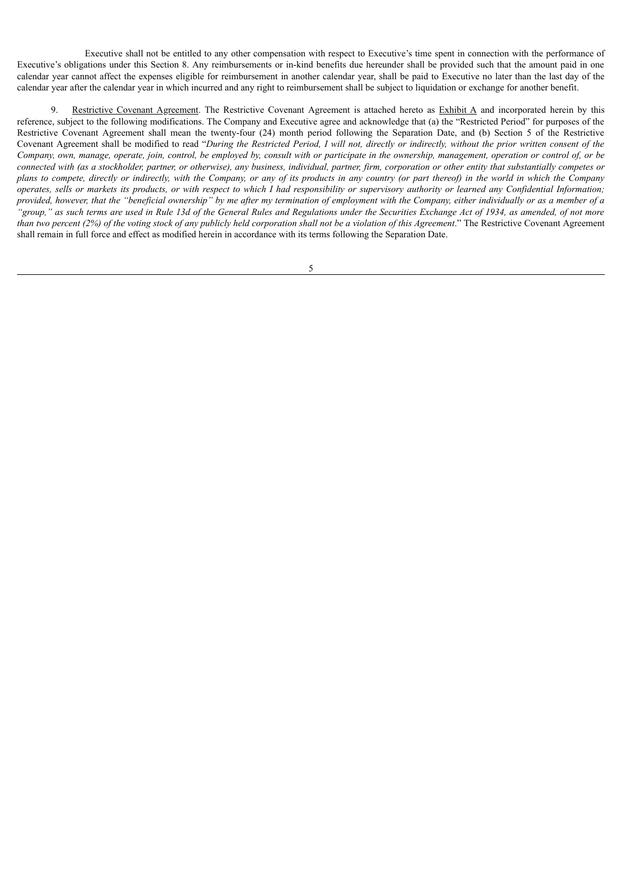Executive shall not be entitled to any other compensation with respect to Executive's time spent in connection with the performance of Executive's obligations under this Section 8. Any reimbursements or in-kind benefits due hereunder shall be provided such that the amount paid in one calendar year cannot affect the expenses eligible for reimbursement in another calendar year, shall be paid to Executive no later than the last day of the calendar year after the calendar year in which incurred and any right to reimbursement shall be subject to liquidation or exchange for another benefit.

9. Restrictive Covenant Agreement. The Restrictive Covenant Agreement is attached hereto as Exhibit A and incorporated herein by this reference, subject to the following modifications. The Company and Executive agree and acknowledge that (a) the "Restricted Period" for purposes of the Restrictive Covenant Agreement shall mean the twenty-four (24) month period following the Separation Date, and (b) Section 5 of the Restrictive Covenant Agreement shall be modified to read "*During the Restricted Period, I will not, directly or indirectly, without the prior written consent of the Company, own, manage, operate, join, control, be employed by, consult with or participate in the ownership, management, operation or control of, or be connected with (as a stockholder, partner, or otherwise), any business, individual, partner, firm, corporation or other entity that substantially competes or plans to compete, directly or indirectly, with the Company, or any of its products in any country (or part thereof) in the world in which the Company operates, sells or markets its products, or with respect to which I had responsibility or supervisory authority or learned any Confidential Information; provided, however, that the "beneficial ownership" by me after my termination of employment with the Company, either individually or as a member of a "group," as such terms are used in Rule 13d of the General Rules and Regulations under the Securities Exchange Act of 1934, as amended, of not more than two percent (2%) of the voting stock of any publicly held corporation shall not be a violation of this Agreement*." The Restrictive Covenant Agreement shall remain in full force and effect as modified herein in accordance with its terms following the Separation Date.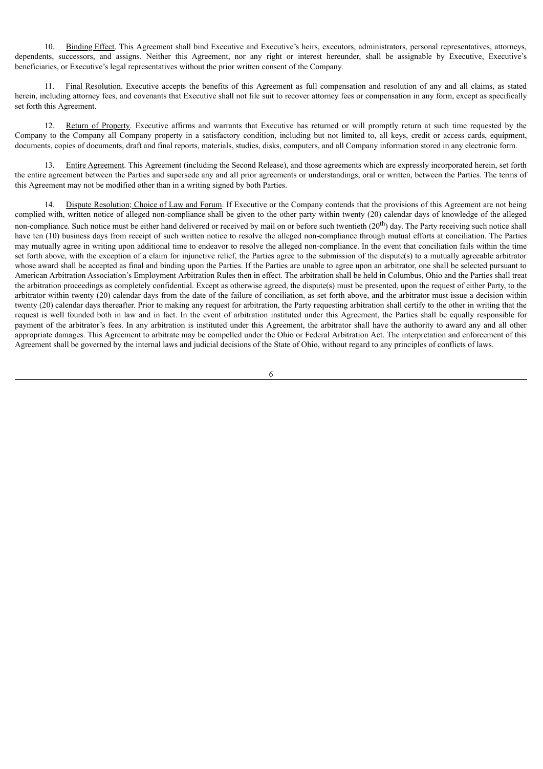10. Binding Effect. This Agreement shall bind Executive and Executive's heirs, executors, administrators, personal representatives, attorneys, dependents, successors, and assigns. Neither this Agreement, nor any right or interest hereunder, shall be assignable by Executive, Executive's beneficiaries, or Executive's legal representatives without the prior written consent of the Company.

11. Final Resolution. Executive accepts the benefits of this Agreement as full compensation and resolution of any and all claims, as stated herein, including attorney fees, and covenants that Executive shall not file suit to recover attorney fees or compensation in any form, except as specifically set forth this Agreement.

12. Return of Property. Executive affirms and warrants that Executive has returned or will promptly return at such time requested by the Company to the Company all Company property in a satisfactory condition, including but not limited to, all keys, credit or access cards, equipment, documents, copies of documents, draft and final reports, materials, studies, disks, computers, and all Company information stored in any electronic form.

13. Entire Agreement. This Agreement (including the Second Release), and those agreements which are expressly incorporated herein, set forth the entire agreement between the Parties and supersede any and all prior agreements or understandings, oral or written, between the Parties. The terms of this Agreement may not be modified other than in a writing signed by both Parties.

14. Dispute Resolution; Choice of Law and Forum. If Executive or the Company contends that the provisions of this Agreement are not being complied with, written notice of alleged non-compliance shall be given to the other party within twenty (20) calendar days of knowledge of the alleged non-compliance. Such notice must be either hand delivered or received by mail on or before such twentieth (20th) day. The Party receiving such notice shall have ten (10) business days from receipt of such written notice to resolve the alleged non-compliance through mutual efforts at conciliation. The Parties may mutually agree in writing upon additional time to endeavor to resolve the alleged non-compliance. In the event that conciliation fails within the time set forth above, with the exception of a claim for injunctive relief, the Parties agree to the submission of the dispute(s) to a mutually agreeable arbitrator whose award shall be accepted as final and binding upon the Parties. If the Parties are unable to agree upon an arbitrator, one shall be selected pursuant to American Arbitration Association's Employment Arbitration Rules then in effect. The arbitration shall be held in Columbus, Ohio and the Parties shall treat the arbitration proceedings as completely confidential. Except as otherwise agreed, the dispute(s) must be presented, upon the request of either Party, to the arbitrator within twenty (20) calendar days from the date of the failure of conciliation, as set forth above, and the arbitrator must issue a decision within twenty (20) calendar days thereafter. Prior to making any request for arbitration, the Party requesting arbitration shall certify to the other in writing that the request is well founded both in law and in fact. In the event of arbitration instituted under this Agreement, the Parties shall be equally responsible for payment of the arbitrator's fees. In any arbitration is instituted under this Agreement, the arbitrator shall have the authority to award any and all other appropriate damages. This Agreement to arbitrate may be compelled under the Ohio or Federal Arbitration Act. The interpretation and enforcement of this Agreement shall be governed by the internal laws and judicial decisions of the State of Ohio, without regard to any principles of conflicts of laws.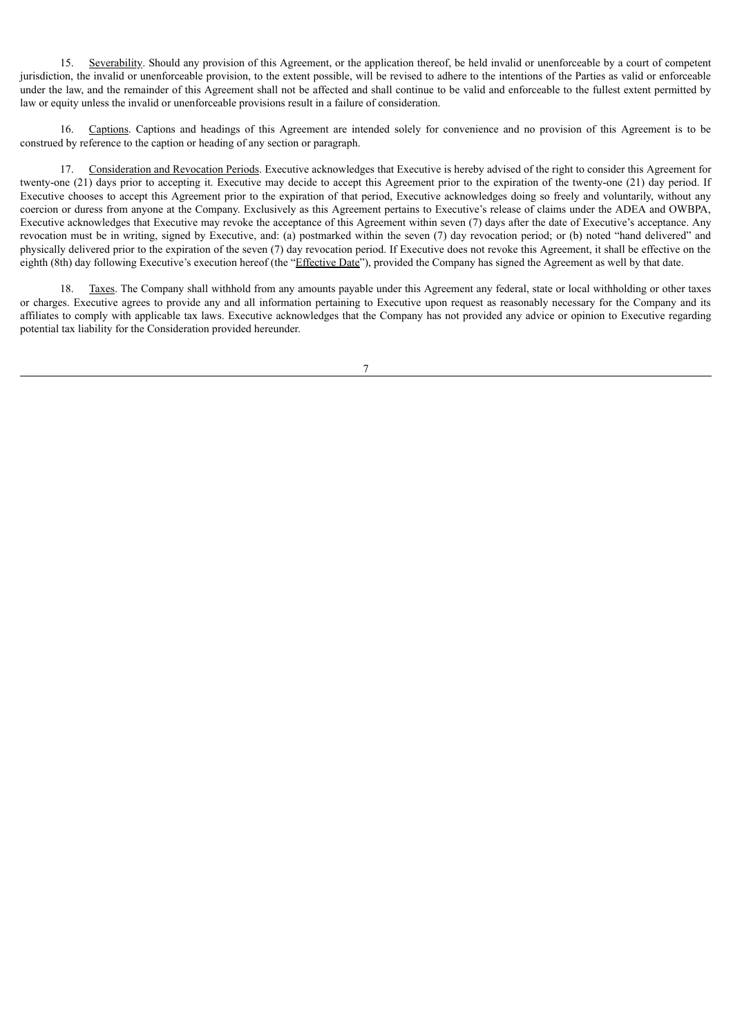15. Severability. Should any provision of this Agreement, or the application thereof, be held invalid or unenforceable by a court of competent jurisdiction, the invalid or unenforceable provision, to the extent possible, will be revised to adhere to the intentions of the Parties as valid or enforceable under the law, and the remainder of this Agreement shall not be affected and shall continue to be valid and enforceable to the fullest extent permitted by law or equity unless the invalid or unenforceable provisions result in a failure of consideration.

16. Captions. Captions and headings of this Agreement are intended solely for convenience and no provision of this Agreement is to be construed by reference to the caption or heading of any section or paragraph.

17. Consideration and Revocation Periods. Executive acknowledges that Executive is hereby advised of the right to consider this Agreement for twenty-one (21) days prior to accepting it. Executive may decide to accept this Agreement prior to the expiration of the twenty-one (21) day period. If Executive chooses to accept this Agreement prior to the expiration of that period, Executive acknowledges doing so freely and voluntarily, without any coercion or duress from anyone at the Company. Exclusively as this Agreement pertains to Executive's release of claims under the ADEA and OWBPA, Executive acknowledges that Executive may revoke the acceptance of this Agreement within seven (7) days after the date of Executive's acceptance. Any revocation must be in writing, signed by Executive, and: (a) postmarked within the seven (7) day revocation period; or (b) noted "hand delivered" and physically delivered prior to the expiration of the seven (7) day revocation period. If Executive does not revoke this Agreement, it shall be effective on the eighth (8th) day following Executive's execution hereof (the "Effective Date"), provided the Company has signed the Agreement as well by that date.

18. Taxes. The Company shall withhold from any amounts payable under this Agreement any federal, state or local withholding or other taxes or charges. Executive agrees to provide any and all information pertaining to Executive upon request as reasonably necessary for the Company and its affiliates to comply with applicable tax laws. Executive acknowledges that the Company has not provided any advice or opinion to Executive regarding potential tax liability for the Consideration provided hereunder.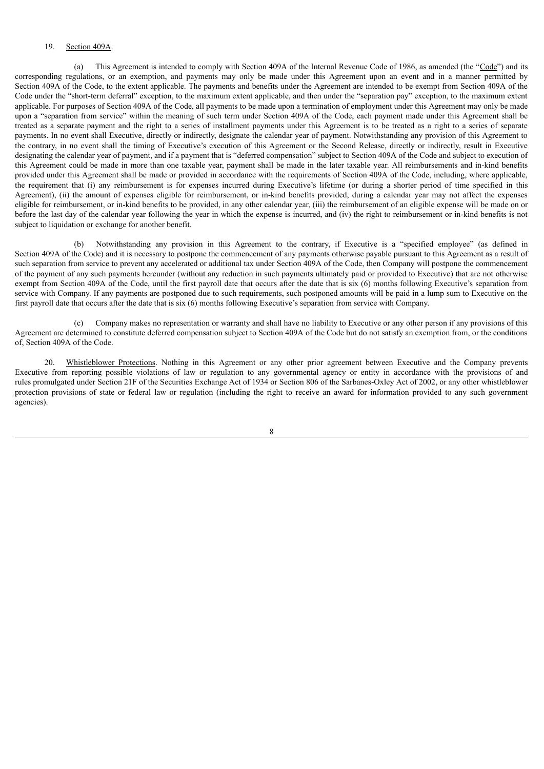19. Section 409A.

(a) This Agreement is intended to comply with Section 409A of the Internal Revenue Code of 1986, as amended (the "Code") and its corresponding regulations, or an exemption, and payments may only be made under this Agreement upon an event and in a manner permitted by Section 409A of the Code, to the extent applicable. The payments and benefits under the Agreement are intended to be exempt from Section 409A of the Code under the "short-term deferral" exception, to the maximum extent applicable, and then under the "separation pay" exception, to the maximum extent applicable. For purposes of Section 409A of the Code, all payments to be made upon a termination of employment under this Agreement may only be made upon a "separation from service" within the meaning of such term under Section 409A of the Code, each payment made under this Agreement shall be treated as a separate payment and the right to a series of installment payments under this Agreement is to be treated as a right to a series of separate payments. In no event shall Executive, directly or indirectly, designate the calendar year of payment. Notwithstanding any provision of this Agreement to the contrary, in no event shall the timing of Executive's execution of this Agreement or the Second Release, directly or indirectly, result in Executive designating the calendar year of payment, and if a payment that is "deferred compensation" subject to Section 409A of the Code and subject to execution of this Agreement could be made in more than one taxable year, payment shall be made in the later taxable year. All reimbursements and in-kind benefits provided under this Agreement shall be made or provided in accordance with the requirements of Section 409A of the Code, including, where applicable, the requirement that (i) any reimbursement is for expenses incurred during Executive's lifetime (or during a shorter period of time specified in this Agreement), (ii) the amount of expenses eligible for reimbursement, or in-kind benefits provided, during a calendar year may not affect the expenses eligible for reimbursement, or in-kind benefits to be provided, in any other calendar year, (iii) the reimbursement of an eligible expense will be made on or before the last day of the calendar year following the year in which the expense is incurred, and (iv) the right to reimbursement or in-kind benefits is not subject to liquidation or exchange for another benefit.

(b) Notwithstanding any provision in this Agreement to the contrary, if Executive is a "specified employee" (as defined in Section 409A of the Code) and it is necessary to postpone the commencement of any payments otherwise payable pursuant to this Agreement as a result of such separation from service to prevent any accelerated or additional tax under Section 409A of the Code, then Company will postpone the commencement of the payment of any such payments hereunder (without any reduction in such payments ultimately paid or provided to Executive) that are not otherwise exempt from Section 409A of the Code, until the first payroll date that occurs after the date that is six (6) months following Executive's separation from service with Company. If any payments are postponed due to such requirements, such postponed amounts will be paid in a lump sum to Executive on the first payroll date that occurs after the date that is six (6) months following Executive's separation from service with Company.

(c) Company makes no representation or warranty and shall have no liability to Executive or any other person if any provisions of this Agreement are determined to constitute deferred compensation subject to Section 409A of the Code but do not satisfy an exemption from, or the conditions of, Section 409A of the Code.

20. Whistleblower Protections. Nothing in this Agreement or any other prior agreement between Executive and the Company prevents Executive from reporting possible violations of law or regulation to any governmental agency or entity in accordance with the provisions of and rules promulgated under Section 21F of the Securities Exchange Act of 1934 or Section 806 of the Sarbanes-Oxley Act of 2002, or any other whistleblower protection provisions of state or federal law or regulation (including the right to receive an award for information provided to any such government agencies).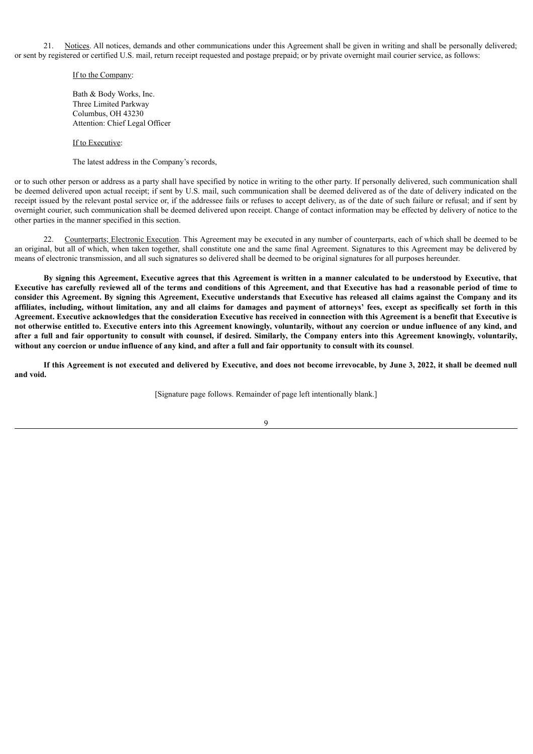21. Notices. All notices, demands and other communications under this Agreement shall be given in writing and shall be personally delivered; or sent by registered or certified U.S. mail, return receipt requested and postage prepaid; or by private overnight mail courier service, as follows:

If to the Company:

Bath & Body Works, Inc.
Three Limited Parkway
Columbus, OH 43230
Attention: Chief Legal Officer

If to Executive:

The latest address in the Company's records,

or to such other person or address as a party shall have specified by notice in writing to the other party. If personally delivered, such communication shall be deemed delivered upon actual receipt; if sent by U.S. mail, such communication shall be deemed delivered as of the date of delivery indicated on the receipt issued by the relevant postal service or, if the addressee fails or refuses to accept delivery, as of the date of such failure or refusal; and if sent by overnight courier, such communication shall be deemed delivered upon receipt. Change of contact information may be effected by delivery of notice to the other parties in the manner specified in this section.

22. Counterparts; Electronic Execution. This Agreement may be executed in any number of counterparts, each of which shall be deemed to be an original, but all of which, when taken together, shall constitute one and the same final Agreement. Signatures to this Agreement may be delivered by means of electronic transmission, and all such signatures so delivered shall be deemed to be original signatures for all purposes hereunder.

**By signing this Agreement, Executive agrees that this Agreement is written in a manner calculated to be understood by Executive, that Executive has carefully reviewed all of the terms and conditions of this Agreement, and that Executive has had a reasonable period of time to consider this Agreement. By signing this Agreement, Executive understands that Executive has released all claims against the Company and its affiliates, including, without limitation, any and all claims for damages and payment of attorneys' fees, except as specifically set forth in this Agreement. Executive acknowledges that the consideration Executive has received in connection with this Agreement is a benefit that Executive is not otherwise entitled to. Executive enters into this Agreement knowingly, voluntarily, without any coercion or undue influence of any kind, and after a full and fair opportunity to consult with counsel, if desired. Similarly, the Company enters into this Agreement knowingly, voluntarily, without any coercion or undue influence of any kind, and after a full and fair opportunity to consult with its counsel**.

**If this Agreement is not executed and delivered by Executive, and does not become irrevocable, by June 3, 2022, it shall be deemed null and void.**

[Signature page follows. Remainder of page left intentionally blank.]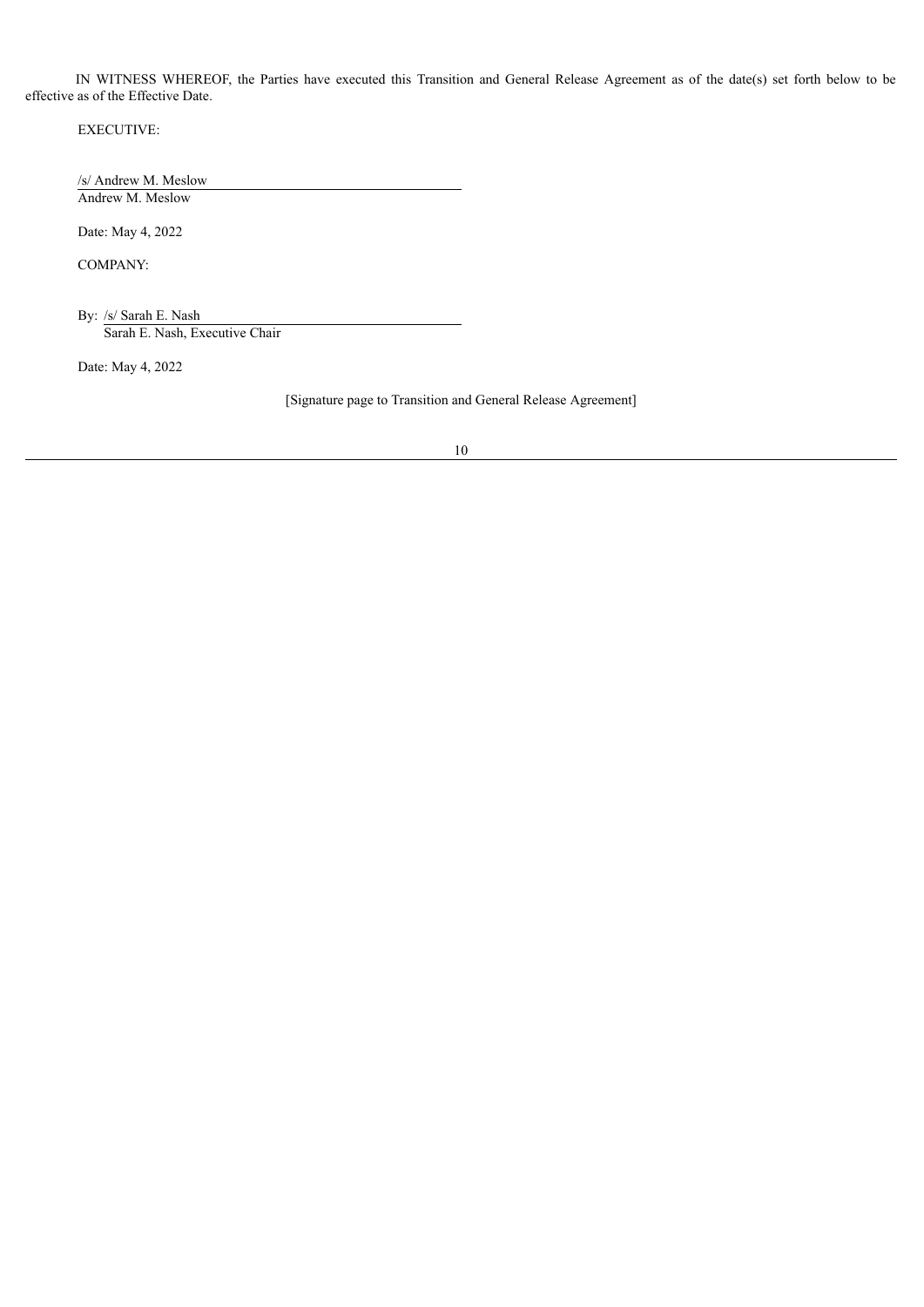IN WITNESS WHEREOF, the Parties have executed this Transition and General Release Agreement as of the date(s) set forth below to be effective as of the Effective Date.

EXECUTIVE:

/s/ Andrew M. Meslow
Andrew M. Meslow

Date: May 4, 2022

COMPANY:

By: /s/ Sarah E. Nash
Sarah E. Nash, Executive Chair

Date: May 4, 2022

[Signature page to Transition and General Release Agreement]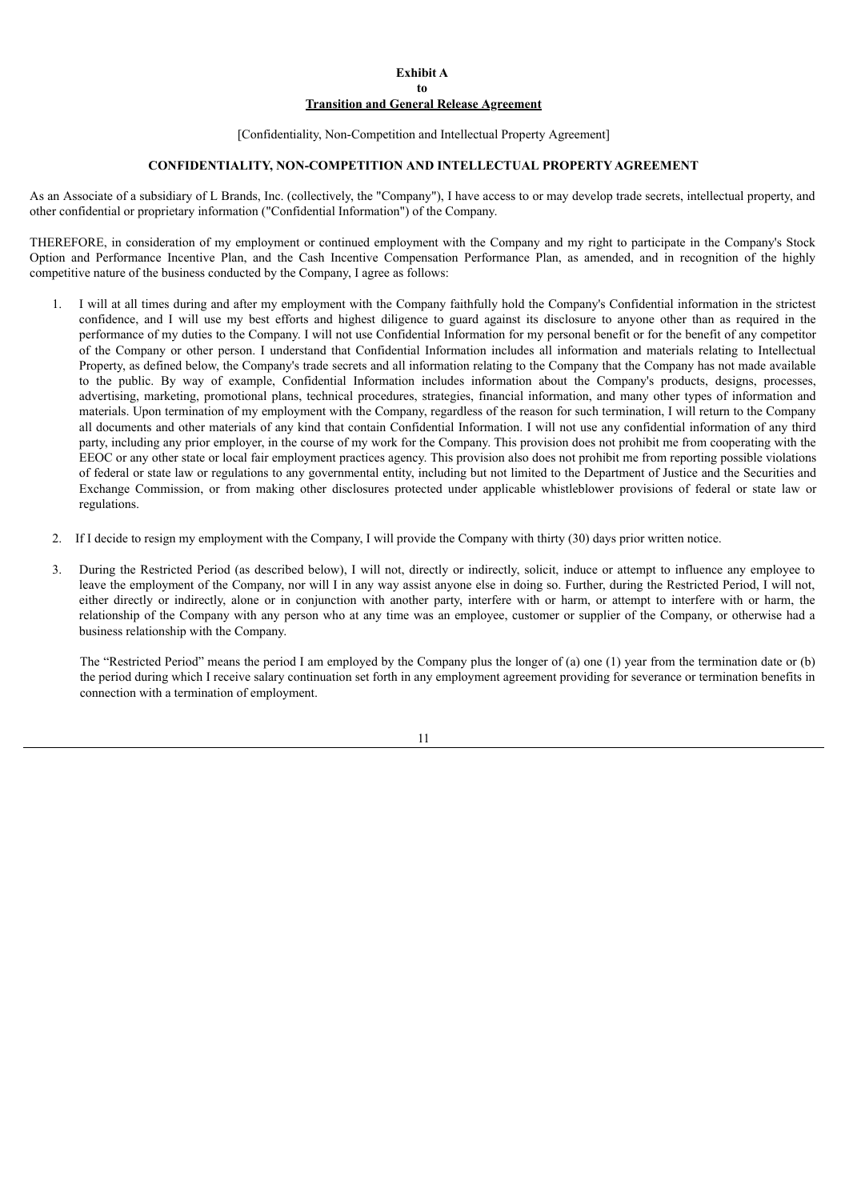**Exhibit A**
**to**
**Transition and General Release Agreement**

[Confidentiality, Non-Competition and Intellectual Property Agreement]

**CONFIDENTIALITY, NON-COMPETITION AND INTELLECTUAL PROPERTY AGREEMENT**

As an Associate of a subsidiary of L Brands, Inc. (collectively, the "Company"), I have access to or may develop trade secrets, intellectual property, and other confidential or proprietary information ("Confidential Information") of the Company.

THEREFORE, in consideration of my employment or continued employment with the Company and my right to participate in the Company's Stock Option and Performance Incentive Plan, and the Cash Incentive Compensation Performance Plan, as amended, and in recognition of the highly competitive nature of the business conducted by the Company, I agree as follows:

1. I will at all times during and after my employment with the Company faithfully hold the Company's Confidential information in the strictest confidence, and I will use my best efforts and highest diligence to guard against its disclosure to anyone other than as required in the performance of my duties to the Company. I will not use Confidential Information for my personal benefit or for the benefit of any competitor of the Company or other person. I understand that Confidential Information includes all information and materials relating to Intellectual Property, as defined below, the Company's trade secrets and all information relating to the Company that the Company has not made available to the public. By way of example, Confidential Information includes information about the Company's products, designs, processes, advertising, marketing, promotional plans, technical procedures, strategies, financial information, and many other types of information and materials. Upon termination of my employment with the Company, regardless of the reason for such termination, I will return to the Company all documents and other materials of any kind that contain Confidential Information. I will not use any confidential information of any third party, including any prior employer, in the course of my work for the Company. This provision does not prohibit me from cooperating with the EEOC or any other state or local fair employment practices agency. This provision also does not prohibit me from reporting possible violations of federal or state law or regulations to any governmental entity, including but not limited to the Department of Justice and the Securities and Exchange Commission, or from making other disclosures protected under applicable whistleblower provisions of federal or state law or regulations.

2. If I decide to resign my employment with the Company, I will provide the Company with thirty (30) days prior written notice.

3. During the Restricted Period (as described below), I will not, directly or indirectly, solicit, induce or attempt to influence any employee to leave the employment of the Company, nor will I in any way assist anyone else in doing so. Further, during the Restricted Period, I will not, either directly or indirectly, alone or in conjunction with another party, interfere with or harm, or attempt to interfere with or harm, the relationship of the Company with any person who at any time was an employee, customer or supplier of the Company, or otherwise had a business relationship with the Company.

   The "Restricted Period" means the period I am employed by the Company plus the longer of (a) one (1) year from the termination date or (b) the period during which I receive salary continuation set forth in any employment agreement providing for severance or termination benefits in connection with a termination of employment.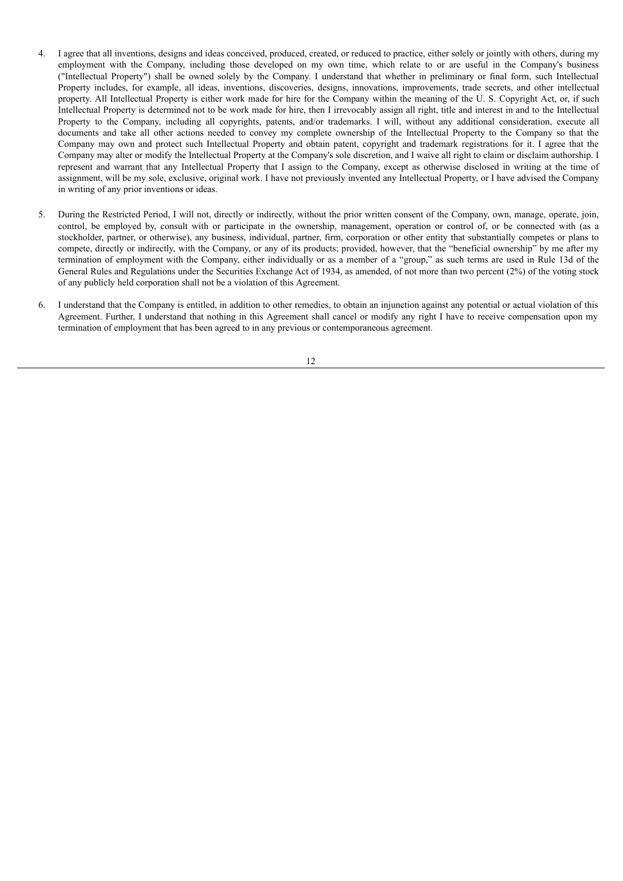4. I agree that all inventions, designs and ideas conceived, produced, created, or reduced to practice, either solely or jointly with others, during my employment with the Company, including those developed on my own time, which relate to or are useful in the Company's business ("Intellectual Property") shall be owned solely by the Company. I understand that whether in preliminary or final form, such Intellectual Property includes, for example, all ideas, inventions, discoveries, designs, innovations, improvements, trade secrets, and other intellectual property. All Intellectual Property is either work made for hire for the Company within the meaning of the U. S. Copyright Act, or, if such Intellectual Property is determined not to be work made for hire, then I irrevocably assign all right, title and interest in and to the Intellectual Property to the Company, including all copyrights, patents, and/or trademarks. I will, without any additional consideration, execute all documents and take all other actions needed to convey my complete ownership of the Intellectual Property to the Company so that the Company may own and protect such Intellectual Property and obtain patent, copyright and trademark registrations for it. I agree that the Company may alter or modify the Intellectual Property at the Company's sole discretion, and I waive all right to claim or disclaim authorship. I represent and warrant that any Intellectual Property that I assign to the Company, except as otherwise disclosed in writing at the time of assignment, will be my sole, exclusive, original work. I have not previously invented any Intellectual Property, or I have advised the Company in writing of any prior inventions or ideas.

5. During the Restricted Period, I will not, directly or indirectly, without the prior written consent of the Company, own, manage, operate, join, control, be employed by, consult with or participate in the ownership, management, operation or control of, or be connected with (as a stockholder, partner, or otherwise), any business, individual, partner, firm, corporation or other entity that substantially competes or plans to compete, directly or indirectly, with the Company, or any of its products; provided, however, that the "beneficial ownership" by me after my termination of employment with the Company, either individually or as a member of a "group," as such terms are used in Rule 13d of the General Rules and Regulations under the Securities Exchange Act of 1934, as amended, of not more than two percent (2%) of the voting stock of any publicly held corporation shall not be a violation of this Agreement.

6. I understand that the Company is entitled, in addition to other remedies, to obtain an injunction against any potential or actual violation of this Agreement. Further, I understand that nothing in this Agreement shall cancel or modify any right I have to receive compensation upon my termination of employment that has been agreed to in any previous or contemporaneous agreement.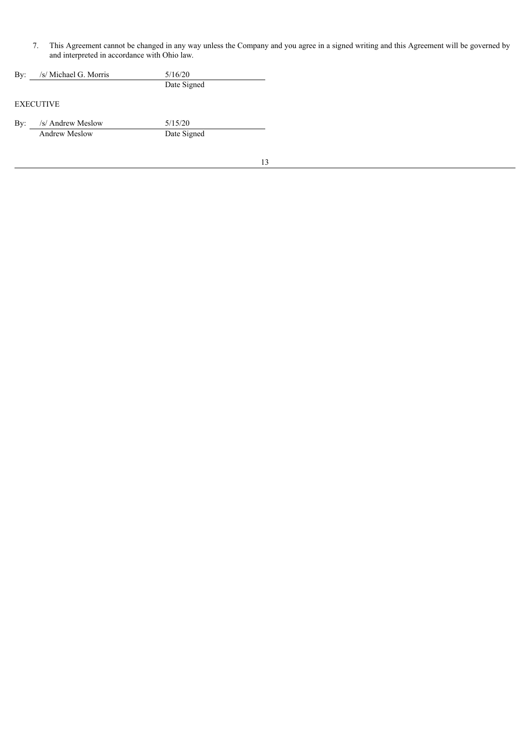7. This Agreement cannot be changed in any way unless the Company and you agree in a signed writing and this Agreement will be governed by and interpreted in accordance with Ohio law.

By: /s/ Michael G. Morris — 5/16/20
Date Signed

EXECUTIVE

By: /s/ Andrew Meslow — 5/15/20
Andrew Meslow — Date Signed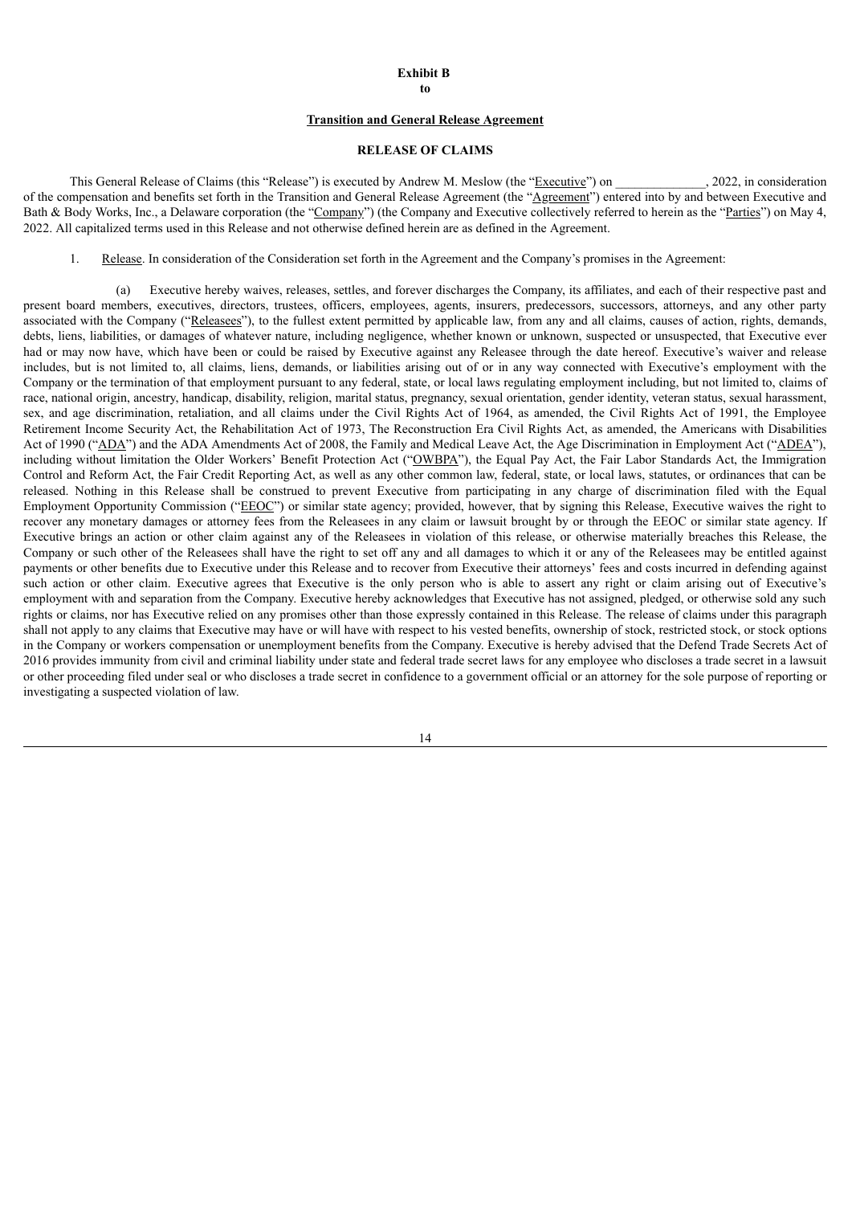**Exhibit B**
**to**

**Transition and General Release Agreement**

**RELEASE OF CLAIMS**

This General Release of Claims (this "Release") is executed by Andrew M. Meslow (the "Executive") on ______________, 2022, in consideration of the compensation and benefits set forth in the Transition and General Release Agreement (the "Agreement") entered into by and between Executive and Bath & Body Works, Inc., a Delaware corporation (the "Company") (the Company and Executive collectively referred to herein as the "Parties") on May 4, 2022. All capitalized terms used in this Release and not otherwise defined herein are as defined in the Agreement.

1. Release. In consideration of the Consideration set forth in the Agreement and the Company's promises in the Agreement:

(a) Executive hereby waives, releases, settles, and forever discharges the Company, its affiliates, and each of their respective past and present board members, executives, directors, trustees, officers, employees, agents, insurers, predecessors, successors, attorneys, and any other party associated with the Company ("Releasees"), to the fullest extent permitted by applicable law, from any and all claims, causes of action, rights, demands, debts, liens, liabilities, or damages of whatever nature, including negligence, whether known or unknown, suspected or unsuspected, that Executive ever had or may now have, which have been or could be raised by Executive against any Releasee through the date hereof. Executive's waiver and release includes, but is not limited to, all claims, liens, demands, or liabilities arising out of or in any way connected with Executive's employment with the Company or the termination of that employment pursuant to any federal, state, or local laws regulating employment including, but not limited to, claims of race, national origin, ancestry, handicap, disability, religion, marital status, pregnancy, sexual orientation, gender identity, veteran status, sexual harassment, sex, and age discrimination, retaliation, and all claims under the Civil Rights Act of 1964, as amended, the Civil Rights Act of 1991, the Employee Retirement Income Security Act, the Rehabilitation Act of 1973, The Reconstruction Era Civil Rights Act, as amended, the Americans with Disabilities Act of 1990 ("ADA") and the ADA Amendments Act of 2008, the Family and Medical Leave Act, the Age Discrimination in Employment Act ("ADEA"), including without limitation the Older Workers' Benefit Protection Act ("OWBPA"), the Equal Pay Act, the Fair Labor Standards Act, the Immigration Control and Reform Act, the Fair Credit Reporting Act, as well as any other common law, federal, state, or local laws, statutes, or ordinances that can be released. Nothing in this Release shall be construed to prevent Executive from participating in any charge of discrimination filed with the Equal Employment Opportunity Commission ("EEOC") or similar state agency; provided, however, that by signing this Release, Executive waives the right to recover any monetary damages or attorney fees from the Releasees in any claim or lawsuit brought by or through the EEOC or similar state agency. If Executive brings an action or other claim against any of the Releasees in violation of this release, or otherwise materially breaches this Release, the Company or such other of the Releasees shall have the right to set off any and all damages to which it or any of the Releasees may be entitled against payments or other benefits due to Executive under this Release and to recover from Executive their attorneys' fees and costs incurred in defending against such action or other claim. Executive agrees that Executive is the only person who is able to assert any right or claim arising out of Executive's employment with and separation from the Company. Executive hereby acknowledges that Executive has not assigned, pledged, or otherwise sold any such rights or claims, nor has Executive relied on any promises other than those expressly contained in this Release. The release of claims under this paragraph shall not apply to any claims that Executive may have or will have with respect to his vested benefits, ownership of stock, restricted stock, or stock options in the Company or workers compensation or unemployment benefits from the Company. Executive is hereby advised that the Defend Trade Secrets Act of 2016 provides immunity from civil and criminal liability under state and federal trade secret laws for any employee who discloses a trade secret in a lawsuit or other proceeding filed under seal or who discloses a trade secret in confidence to a government official or an attorney for the sole purpose of reporting or investigating a suspected violation of law.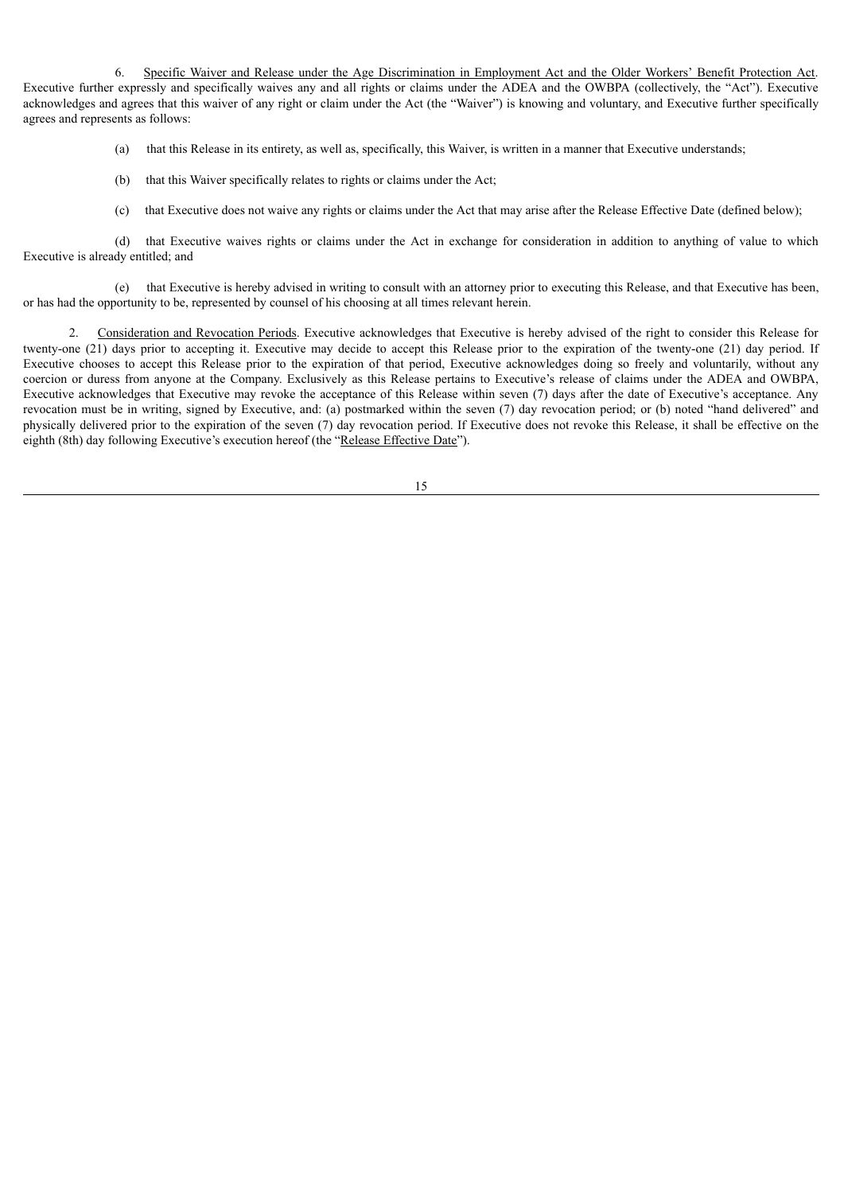6. Specific Waiver and Release under the Age Discrimination in Employment Act and the Older Workers' Benefit Protection Act. Executive further expressly and specifically waives any and all rights or claims under the ADEA and the OWBPA (collectively, the "Act"). Executive acknowledges and agrees that this waiver of any right or claim under the Act (the "Waiver") is knowing and voluntary, and Executive further specifically agrees and represents as follows:

(a) that this Release in its entirety, as well as, specifically, this Waiver, is written in a manner that Executive understands;

(b) that this Waiver specifically relates to rights or claims under the Act;

(c) that Executive does not waive any rights or claims under the Act that may arise after the Release Effective Date (defined below);

(d) that Executive waives rights or claims under the Act in exchange for consideration in addition to anything of value to which Executive is already entitled; and

(e) that Executive is hereby advised in writing to consult with an attorney prior to executing this Release, and that Executive has been, or has had the opportunity to be, represented by counsel of his choosing at all times relevant herein.

2. Consideration and Revocation Periods. Executive acknowledges that Executive is hereby advised of the right to consider this Release for twenty-one (21) days prior to accepting it. Executive may decide to accept this Release prior to the expiration of the twenty-one (21) day period. If Executive chooses to accept this Release prior to the expiration of that period, Executive acknowledges doing so freely and voluntarily, without any coercion or duress from anyone at the Company. Exclusively as this Release pertains to Executive's release of claims under the ADEA and OWBPA, Executive acknowledges that Executive may revoke the acceptance of this Release within seven (7) days after the date of Executive's acceptance. Any revocation must be in writing, signed by Executive, and: (a) postmarked within the seven (7) day revocation period; or (b) noted "hand delivered" and physically delivered prior to the expiration of the seven (7) day revocation period. If Executive does not revoke this Release, it shall be effective on the eighth (8th) day following Executive's execution hereof (the "Release Effective Date").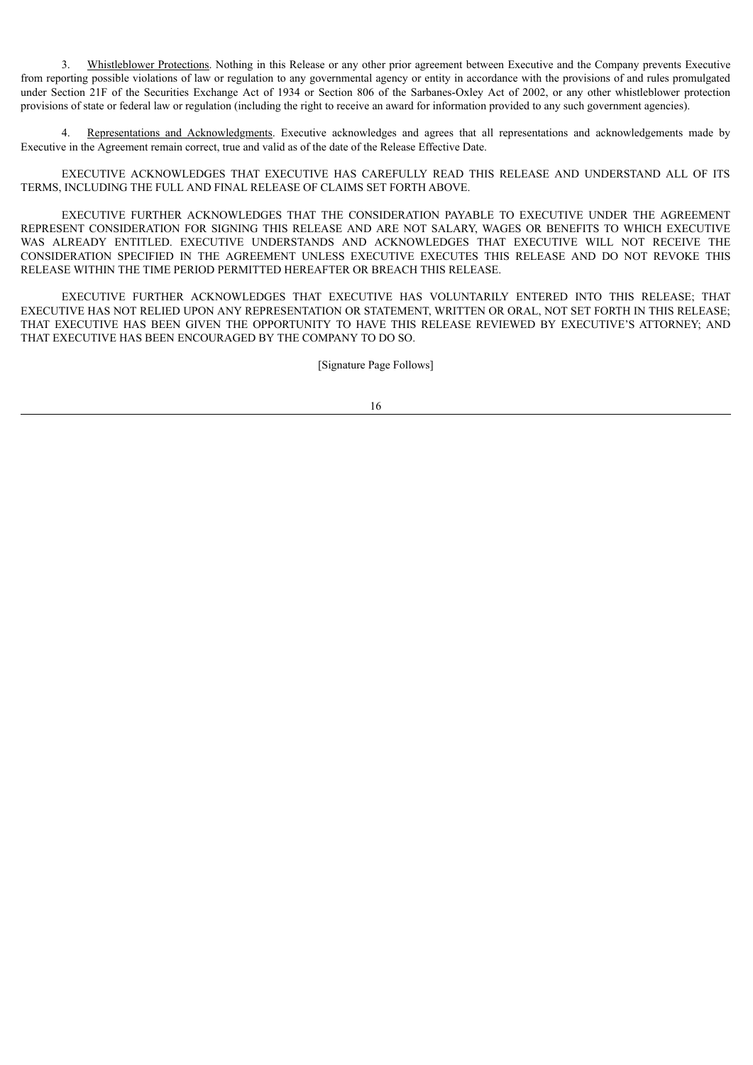3. Whistleblower Protections. Nothing in this Release or any other prior agreement between Executive and the Company prevents Executive from reporting possible violations of law or regulation to any governmental agency or entity in accordance with the provisions of and rules promulgated under Section 21F of the Securities Exchange Act of 1934 or Section 806 of the Sarbanes-Oxley Act of 2002, or any other whistleblower protection provisions of state or federal law or regulation (including the right to receive an award for information provided to any such government agencies).

4. Representations and Acknowledgments. Executive acknowledges and agrees that all representations and acknowledgements made by Executive in the Agreement remain correct, true and valid as of the date of the Release Effective Date.

EXECUTIVE ACKNOWLEDGES THAT EXECUTIVE HAS CAREFULLY READ THIS RELEASE AND UNDERSTAND ALL OF ITS TERMS, INCLUDING THE FULL AND FINAL RELEASE OF CLAIMS SET FORTH ABOVE.

EXECUTIVE FURTHER ACKNOWLEDGES THAT THE CONSIDERATION PAYABLE TO EXECUTIVE UNDER THE AGREEMENT REPRESENT CONSIDERATION FOR SIGNING THIS RELEASE AND ARE NOT SALARY, WAGES OR BENEFITS TO WHICH EXECUTIVE WAS ALREADY ENTITLED. EXECUTIVE UNDERSTANDS AND ACKNOWLEDGES THAT EXECUTIVE WILL NOT RECEIVE THE CONSIDERATION SPECIFIED IN THE AGREEMENT UNLESS EXECUTIVE EXECUTES THIS RELEASE AND DO NOT REVOKE THIS RELEASE WITHIN THE TIME PERIOD PERMITTED HEREAFTER OR BREACH THIS RELEASE.

EXECUTIVE FURTHER ACKNOWLEDGES THAT EXECUTIVE HAS VOLUNTARILY ENTERED INTO THIS RELEASE; THAT EXECUTIVE HAS NOT RELIED UPON ANY REPRESENTATION OR STATEMENT, WRITTEN OR ORAL, NOT SET FORTH IN THIS RELEASE; THAT EXECUTIVE HAS BEEN GIVEN THE OPPORTUNITY TO HAVE THIS RELEASE REVIEWED BY EXECUTIVE'S ATTORNEY; AND THAT EXECUTIVE HAS BEEN ENCOURAGED BY THE COMPANY TO DO SO.

[Signature Page Follows]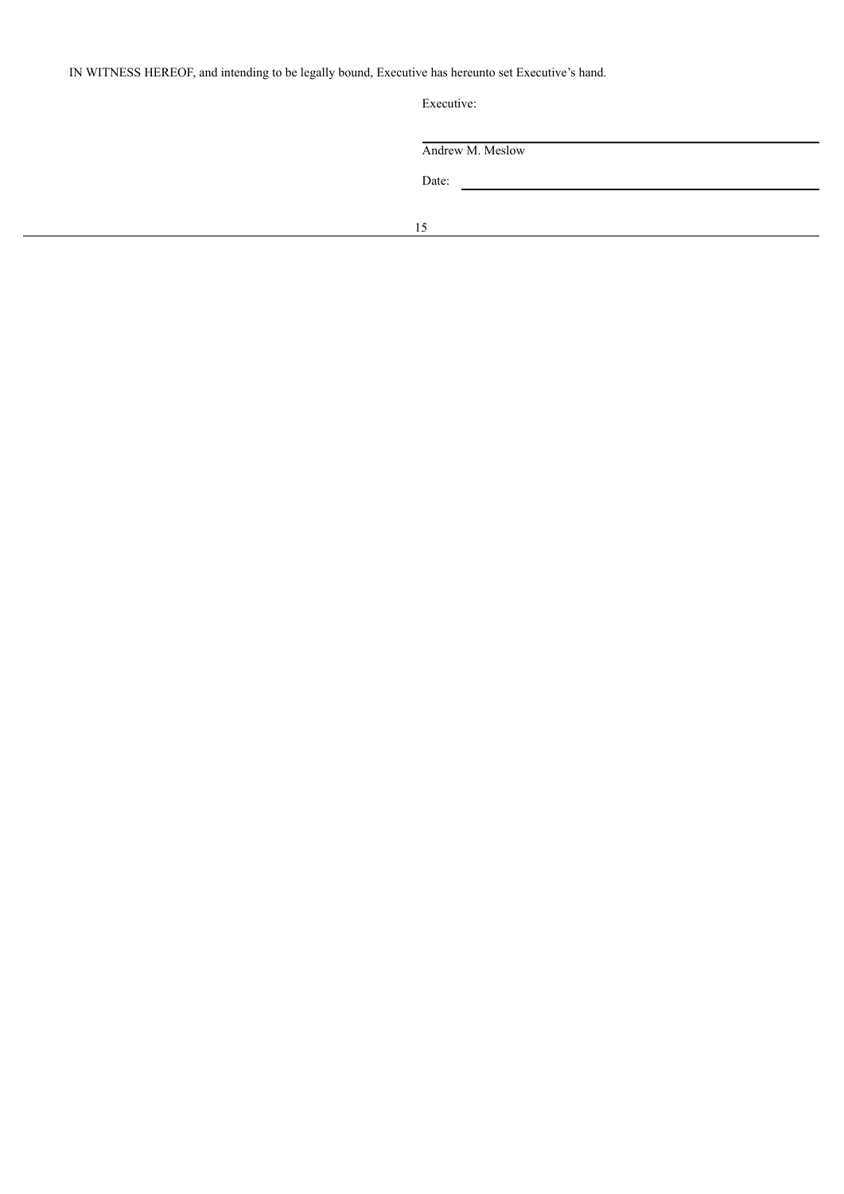IN WITNESS HEREOF, and intending to be legally bound, Executive has hereunto set Executive's hand.

Executive:

\_\_\_\_\_\_\_\_\_\_\_\_\_\_\_\_\_\_\_\_\_\_\_\_\_\_\_\_\_\_\_\_\_\_\_\_

Andrew M. Meslow

Date: \_\_\_\_\_\_\_\_\_\_\_\_\_\_\_\_\_\_\_\_\_\_\_\_\_\_\_\_\_\_\_\_